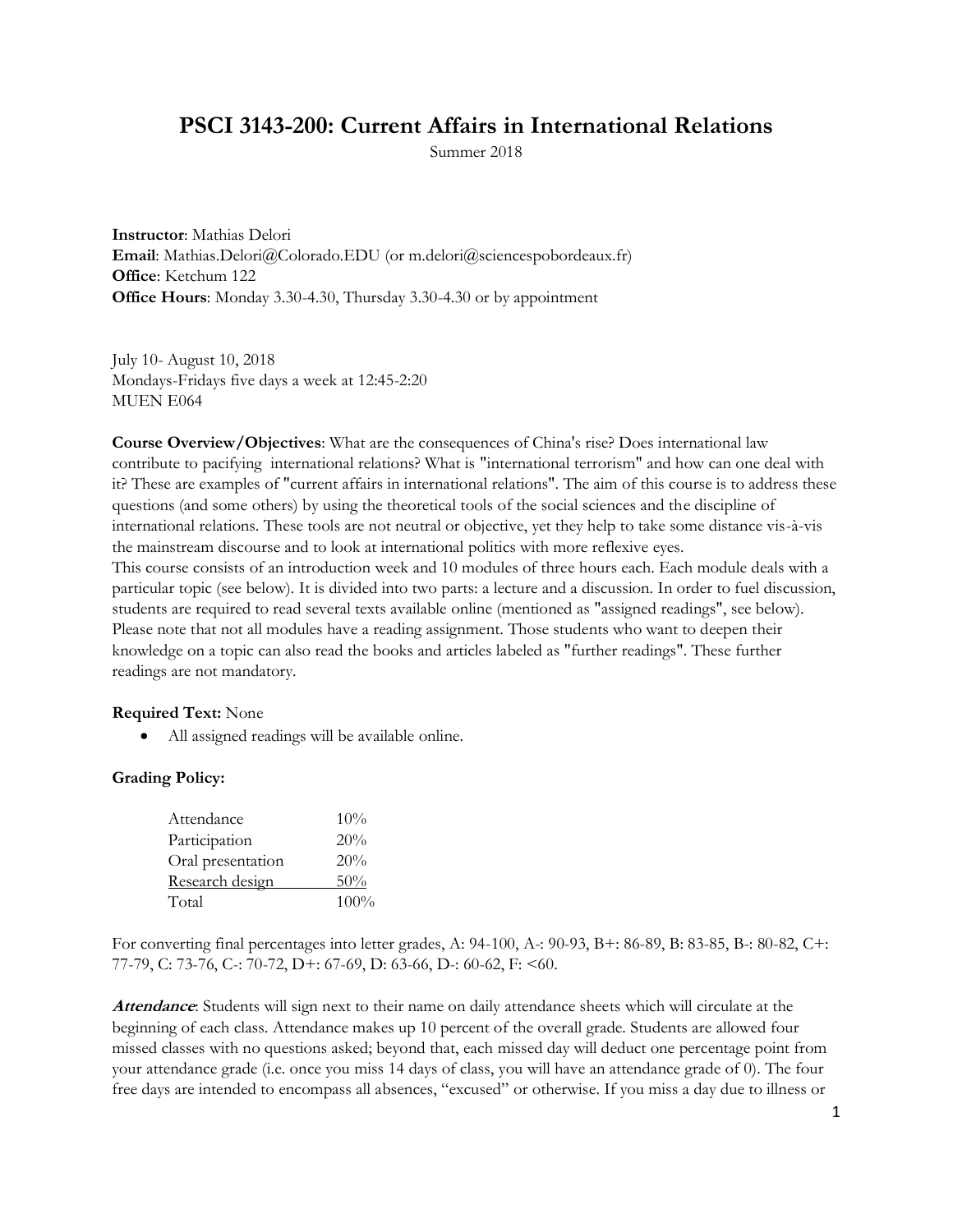# PSCI 3143-200: Current Affairs in International Relations

Summer 2018

**Instructor**: Mathias Delori
**Email**: Mathias.Delori@Colorado.EDU (or m.delori@sciencespobordeaux.fr)
**Office**: Ketchum 122
**Office Hours**: Monday 3.30-4.30, Thursday 3.30-4.30 or by appointment

July 10- August 10, 2018
Mondays-Fridays five days a week at 12:45-2:20
MUEN E064

**Course Overview/Objectives**: What are the consequences of China's rise? Does international law contribute to pacifying international relations? What is "international terrorism" and how can one deal with it? These are examples of "current affairs in international relations". The aim of this course is to address these questions (and some others) by using the theoretical tools of the social sciences and the discipline of international relations. These tools are not neutral or objective, yet they help to take some distance vis-à-vis the mainstream discourse and to look at international politics with more reflexive eyes.
This course consists of an introduction week and 10 modules of three hours each. Each module deals with a particular topic (see below). It is divided into two parts: a lecture and a discussion. In order to fuel discussion, students are required to read several texts available online (mentioned as "assigned readings", see below). Please note that not all modules have a reading assignment. Those students who want to deepen their knowledge on a topic can also read the books and articles labeled as "further readings". These further readings are not mandatory.

**Required Text:** None

- All assigned readings will be available online.

**Grading Policy:**

| | |
|---|---|
| Attendance | 10% |
| Participation | 20% |
| Oral presentation | 20% |
| Research design | 50% |
| Total | 100% |

For converting final percentages into letter grades, A: 94-100, A-: 90-93, B+: 86-89, B: 83-85, B-: 80-82, C+: 77-79, C: 73-76, C-: 70-72, D+: 67-69, D: 63-66, D-: 60-62, F: <60.

***Attendance***: Students will sign next to their name on daily attendance sheets which will circulate at the beginning of each class. Attendance makes up 10 percent of the overall grade. Students are allowed four missed classes with no questions asked; beyond that, each missed day will deduct one percentage point from your attendance grade (i.e. once you miss 14 days of class, you will have an attendance grade of 0). The four free days are intended to encompass all absences, "excused" or otherwise. If you miss a day due to illness or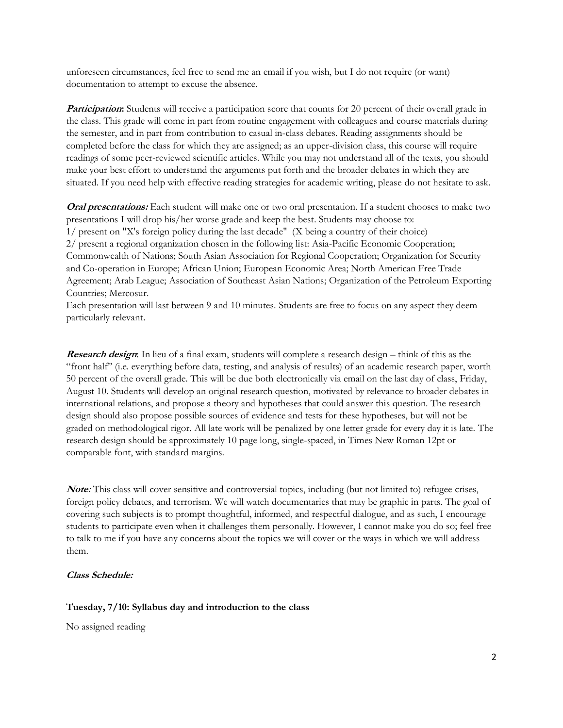unforeseen circumstances, feel free to send me an email if you wish, but I do not require (or want) documentation to attempt to excuse the absence.

***Participation*:** Students will receive a participation score that counts for 20 percent of their overall grade in the class. This grade will come in part from routine engagement with colleagues and course materials during the semester, and in part from contribution to casual in-class debates. Reading assignments should be completed before the class for which they are assigned; as an upper-division class, this course will require readings of some peer-reviewed scientific articles. While you may not understand all of the texts, you should make your best effort to understand the arguments put forth and the broader debates in which they are situated. If you need help with effective reading strategies for academic writing, please do not hesitate to ask.

***Oral presentations:*** Each student will make one or two oral presentation. If a student chooses to make two presentations I will drop his/her worse grade and keep the best. Students may choose to:
1/ present on "X's foreign policy during the last decade" (X being a country of their choice)
2/ present a regional organization chosen in the following list: Asia-Pacific Economic Cooperation; Commonwealth of Nations; South Asian Association for Regional Cooperation; Organization for Security and Co-operation in Europe; African Union; European Economic Area; North American Free Trade Agreement; Arab League; Association of Southeast Asian Nations; Organization of the Petroleum Exporting Countries; Mercosur.
Each presentation will last between 9 and 10 minutes. Students are free to focus on any aspect they deem particularly relevant.

***Research design*:** In lieu of a final exam, students will complete a research design – think of this as the "front half" (i.e. everything before data, testing, and analysis of results) of an academic research paper, worth 50 percent of the overall grade. This will be due both electronically via email on the last day of class, Friday, August 10. Students will develop an original research question, motivated by relevance to broader debates in international relations, and propose a theory and hypotheses that could answer this question. The research design should also propose possible sources of evidence and tests for these hypotheses, but will not be graded on methodological rigor. All late work will be penalized by one letter grade for every day it is late. The research design should be approximately 10 page long, single-spaced, in Times New Roman 12pt or comparable font, with standard margins.

***Note:*** This class will cover sensitive and controversial topics, including (but not limited to) refugee crises, foreign policy debates, and terrorism. We will watch documentaries that may be graphic in parts. The goal of covering such subjects is to prompt thoughtful, informed, and respectful dialogue, and as such, I encourage students to participate even when it challenges them personally. However, I cannot make you do so; feel free to talk to me if you have any concerns about the topics we will cover or the ways in which we will address them.

***Class Schedule:***

**Tuesday, 7/10: Syllabus day and introduction to the class**

No assigned reading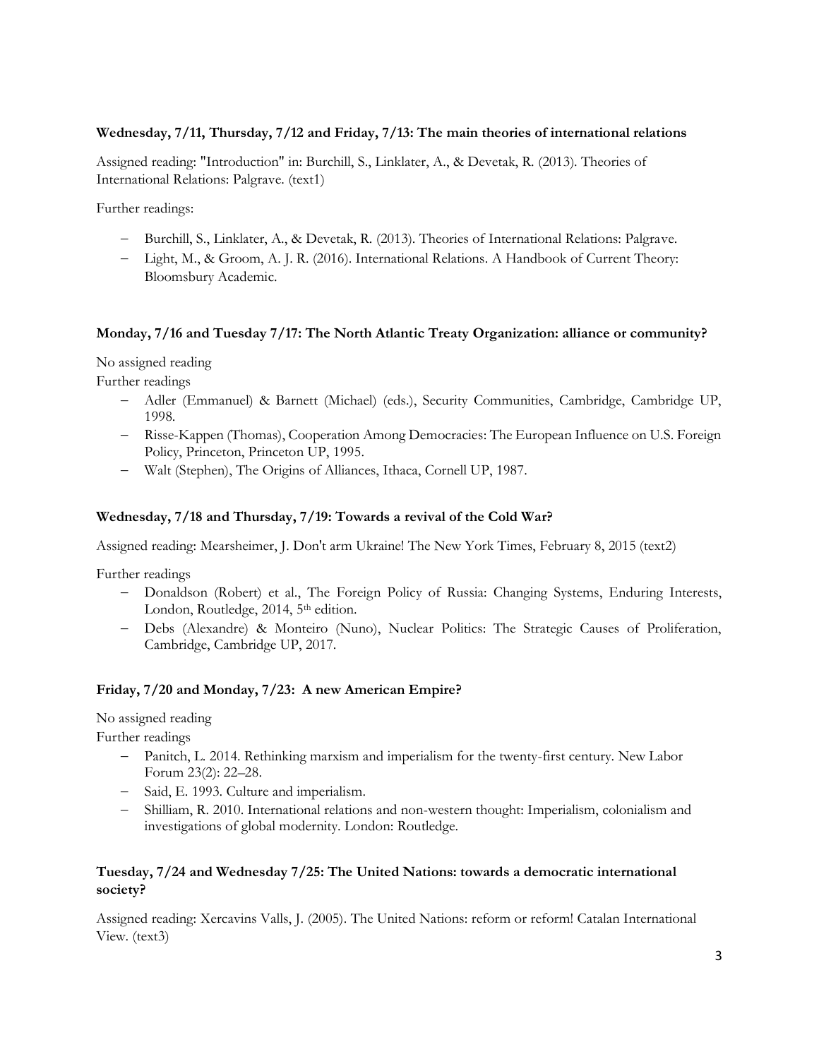**Wednesday, 7/11, Thursday, 7/12 and Friday, 7/13: The main theories of international relations**

Assigned reading: "Introduction" in: Burchill, S., Linklater, A., & Devetak, R. (2013). Theories of International Relations: Palgrave. (text1)

Further readings:

- Burchill, S., Linklater, A., & Devetak, R. (2013). Theories of International Relations: Palgrave.
- Light, M., & Groom, A. J. R. (2016). International Relations. A Handbook of Current Theory: Bloomsbury Academic.

**Monday, 7/16 and Tuesday 7/17: The North Atlantic Treaty Organization: alliance or community?**

No assigned reading

Further readings

- Adler (Emmanuel) & Barnett (Michael) (eds.), Security Communities, Cambridge, Cambridge UP, 1998.
- Risse-Kappen (Thomas), Cooperation Among Democracies: The European Influence on U.S. Foreign Policy, Princeton, Princeton UP, 1995.
- Walt (Stephen), The Origins of Alliances, Ithaca, Cornell UP, 1987.

**Wednesday, 7/18 and Thursday, 7/19: Towards a revival of the Cold War?**

Assigned reading: Mearsheimer, J. Don't arm Ukraine! The New York Times, February 8, 2015 (text2)

Further readings

- Donaldson (Robert) et al., The Foreign Policy of Russia: Changing Systems, Enduring Interests, London, Routledge, 2014, 5th edition.
- Debs (Alexandre) & Monteiro (Nuno), Nuclear Politics: The Strategic Causes of Proliferation, Cambridge, Cambridge UP, 2017.

**Friday, 7/20 and Monday, 7/23: A new American Empire?**

No assigned reading

Further readings

- Panitch, L. 2014. Rethinking marxism and imperialism for the twenty-first century. New Labor Forum 23(2): 22–28.
- Said, E. 1993. Culture and imperialism.
- Shilliam, R. 2010. International relations and non-western thought: Imperialism, colonialism and investigations of global modernity. London: Routledge.

**Tuesday, 7/24 and Wednesday 7/25: The United Nations: towards a democratic international society?**

Assigned reading: Xercavins Valls, J. (2005). The United Nations: reform or reform! Catalan International View. (text3)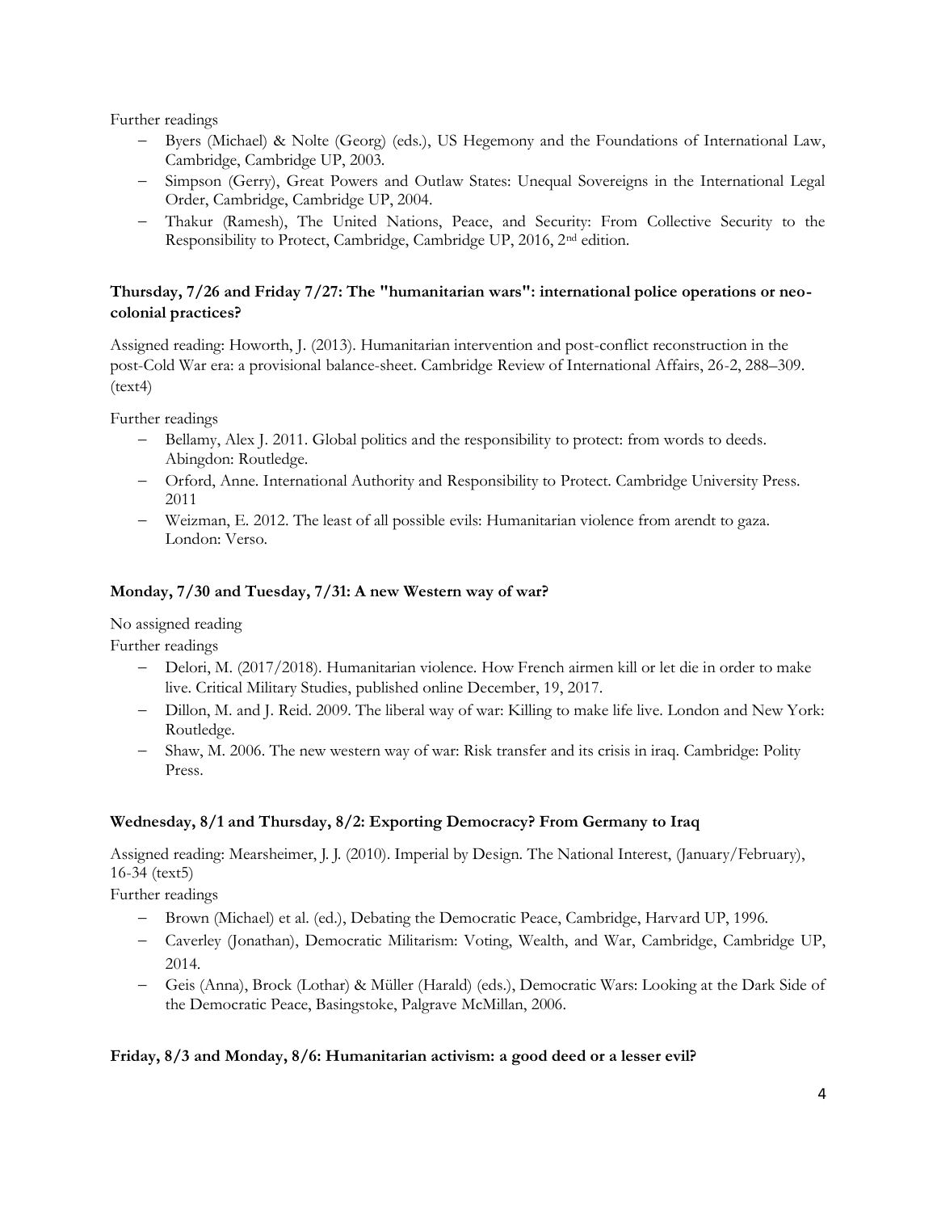Further readings

- Byers (Michael) & Nolte (Georg) (eds.), US Hegemony and the Foundations of International Law, Cambridge, Cambridge UP, 2003.
- Simpson (Gerry), Great Powers and Outlaw States: Unequal Sovereigns in the International Legal Order, Cambridge, Cambridge UP, 2004.
- Thakur (Ramesh), The United Nations, Peace, and Security: From Collective Security to the Responsibility to Protect, Cambridge, Cambridge UP, 2016, 2nd edition.

**Thursday, 7/26 and Friday 7/27: The "humanitarian wars": international police operations or neo-colonial practices?**

Assigned reading: Howorth, J. (2013). Humanitarian intervention and post-conflict reconstruction in the post-Cold War era: a provisional balance-sheet. Cambridge Review of International Affairs, 26-2, 288–309. (text4)

Further readings

- Bellamy, Alex J. 2011. Global politics and the responsibility to protect: from words to deeds. Abingdon: Routledge.
- Orford, Anne. International Authority and Responsibility to Protect. Cambridge University Press. 2011
- Weizman, E. 2012. The least of all possible evils: Humanitarian violence from arendt to gaza. London: Verso.

**Monday, 7/30 and Tuesday, 7/31: A new Western way of war?**

No assigned reading

Further readings

- Delori, M. (2017/2018). Humanitarian violence. How French airmen kill or let die in order to make live. Critical Military Studies, published online December, 19, 2017.
- Dillon, M. and J. Reid. 2009. The liberal way of war: Killing to make life live. London and New York: Routledge.
- Shaw, M. 2006. The new western way of war: Risk transfer and its crisis in iraq. Cambridge: Polity Press.

**Wednesday, 8/1 and Thursday, 8/2: Exporting Democracy? From Germany to Iraq**

Assigned reading: Mearsheimer, J. J. (2010). Imperial by Design. The National Interest, (January/February), 16-34 (text5)

Further readings

- Brown (Michael) et al. (ed.), Debating the Democratic Peace, Cambridge, Harvard UP, 1996.
- Caverley (Jonathan), Democratic Militarism: Voting, Wealth, and War, Cambridge, Cambridge UP, 2014.
- Geis (Anna), Brock (Lothar) & Müller (Harald) (eds.), Democratic Wars: Looking at the Dark Side of the Democratic Peace, Basingstoke, Palgrave McMillan, 2006.

**Friday, 8/3 and Monday, 8/6: Humanitarian activism: a good deed or a lesser evil?**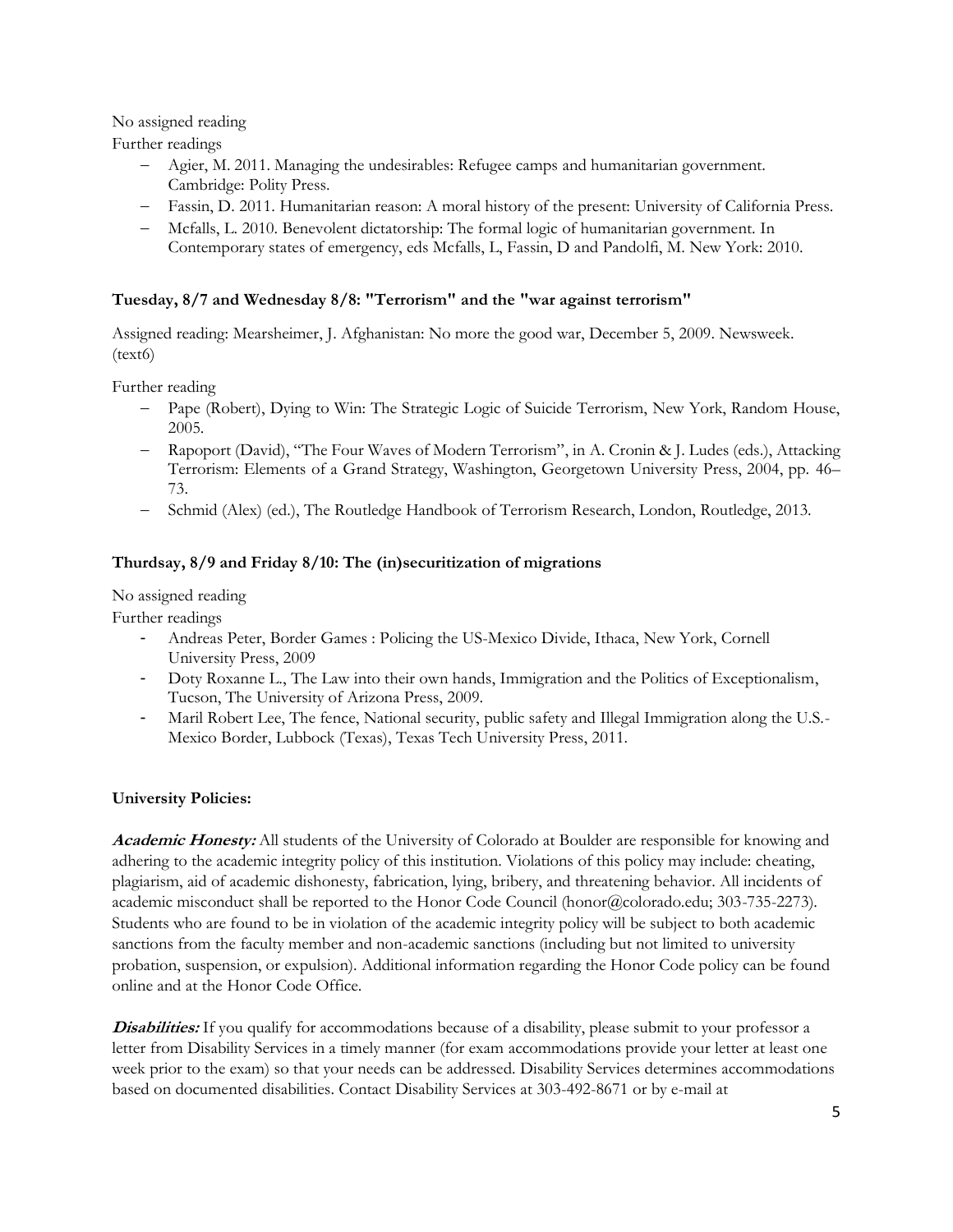No assigned reading

Further readings

- Agier, M. 2011. Managing the undesirables: Refugee camps and humanitarian government. Cambridge: Polity Press.
- Fassin, D. 2011. Humanitarian reason: A moral history of the present: University of California Press.
- Mcfalls, L. 2010. Benevolent dictatorship: The formal logic of humanitarian government. In Contemporary states of emergency, eds Mcfalls, L, Fassin, D and Pandolfi, M. New York: 2010.

**Tuesday, 8/7 and Wednesday 8/8: "Terrorism" and the "war against terrorism"**

Assigned reading: Mearsheimer, J. Afghanistan: No more the good war, December 5, 2009. Newsweek. (text6)

Further reading

- Pape (Robert), Dying to Win: The Strategic Logic of Suicide Terrorism, New York, Random House, 2005.
- Rapoport (David), "The Four Waves of Modern Terrorism", in A. Cronin & J. Ludes (eds.), Attacking Terrorism: Elements of a Grand Strategy, Washington, Georgetown University Press, 2004, pp. 46–73.
- Schmid (Alex) (ed.), The Routledge Handbook of Terrorism Research, London, Routledge, 2013.

**Thurdsay, 8/9 and Friday 8/10: The (in)securitization of migrations**

No assigned reading

Further readings

- Andreas Peter, Border Games : Policing the US-Mexico Divide, Ithaca, New York, Cornell University Press, 2009
- Doty Roxanne L., The Law into their own hands, Immigration and the Politics of Exceptionalism, Tucson, The University of Arizona Press, 2009.
- Maril Robert Lee, The fence, National security, public safety and Illegal Immigration along the U.S.-Mexico Border, Lubbock (Texas), Texas Tech University Press, 2011.

**University Policies:**

***Academic Honesty:*** All students of the University of Colorado at Boulder are responsible for knowing and adhering to the academic integrity policy of this institution. Violations of this policy may include: cheating, plagiarism, aid of academic dishonesty, fabrication, lying, bribery, and threatening behavior. All incidents of academic misconduct shall be reported to the Honor Code Council (honor@colorado.edu; 303-735-2273). Students who are found to be in violation of the academic integrity policy will be subject to both academic sanctions from the faculty member and non-academic sanctions (including but not limited to university probation, suspension, or expulsion). Additional information regarding the Honor Code policy can be found online and at the Honor Code Office.

***Disabilities:*** If you qualify for accommodations because of a disability, please submit to your professor a letter from Disability Services in a timely manner (for exam accommodations provide your letter at least one week prior to the exam) so that your needs can be addressed. Disability Services determines accommodations based on documented disabilities. Contact Disability Services at 303-492-8671 or by e-mail at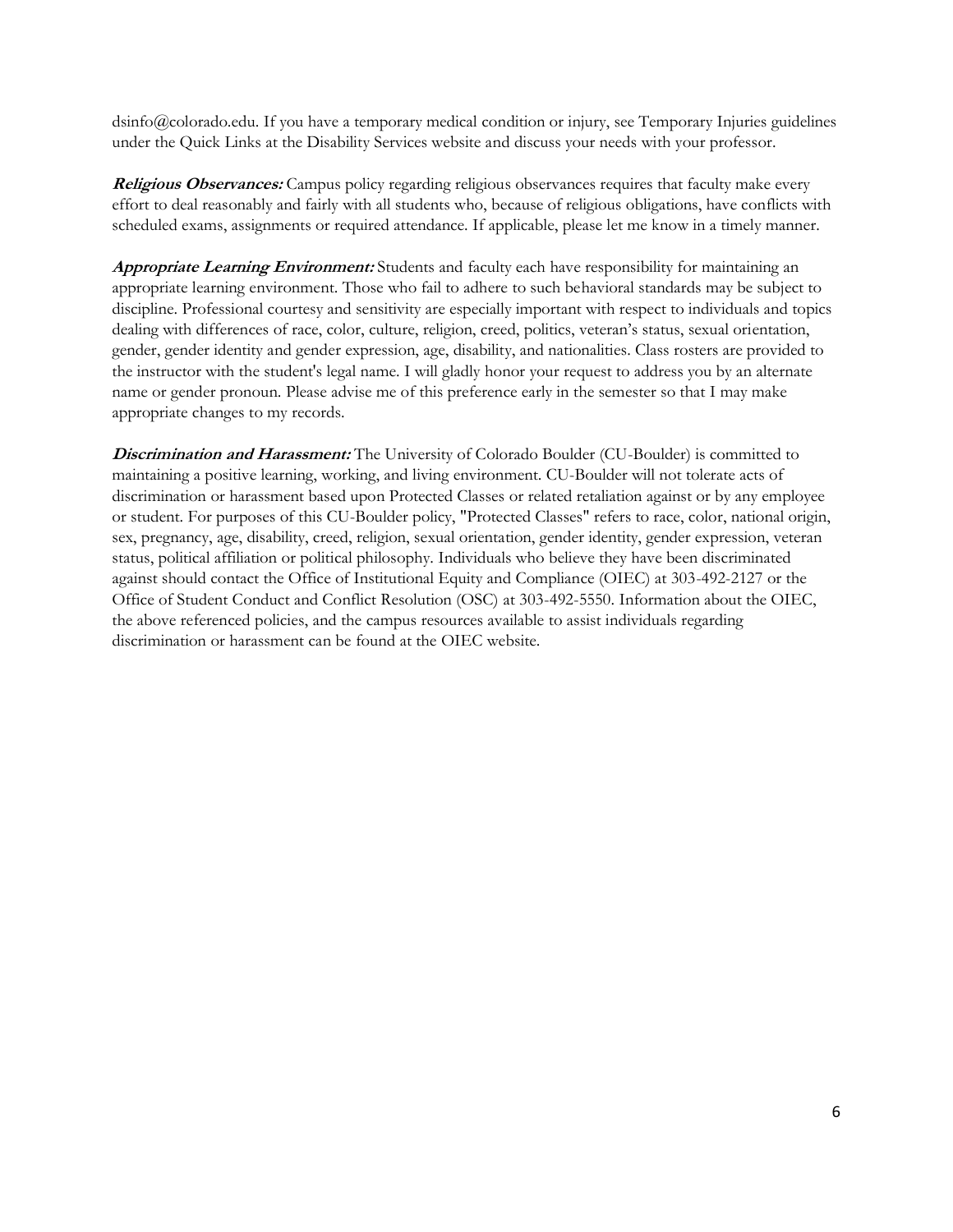dsinfo@colorado.edu. If you have a temporary medical condition or injury, see Temporary Injuries guidelines under the Quick Links at the Disability Services website and discuss your needs with your professor.

***Religious Observances:*** Campus policy regarding religious observances requires that faculty make every effort to deal reasonably and fairly with all students who, because of religious obligations, have conflicts with scheduled exams, assignments or required attendance. If applicable, please let me know in a timely manner.

***Appropriate Learning Environment:*** Students and faculty each have responsibility for maintaining an appropriate learning environment. Those who fail to adhere to such behavioral standards may be subject to discipline. Professional courtesy and sensitivity are especially important with respect to individuals and topics dealing with differences of race, color, culture, religion, creed, politics, veteran's status, sexual orientation, gender, gender identity and gender expression, age, disability, and nationalities. Class rosters are provided to the instructor with the student's legal name. I will gladly honor your request to address you by an alternate name or gender pronoun. Please advise me of this preference early in the semester so that I may make appropriate changes to my records.

***Discrimination and Harassment:*** The University of Colorado Boulder (CU-Boulder) is committed to maintaining a positive learning, working, and living environment. CU-Boulder will not tolerate acts of discrimination or harassment based upon Protected Classes or related retaliation against or by any employee or student. For purposes of this CU-Boulder policy, "Protected Classes" refers to race, color, national origin, sex, pregnancy, age, disability, creed, religion, sexual orientation, gender identity, gender expression, veteran status, political affiliation or political philosophy. Individuals who believe they have been discriminated against should contact the Office of Institutional Equity and Compliance (OIEC) at 303-492-2127 or the Office of Student Conduct and Conflict Resolution (OSC) at 303-492-5550. Information about the OIEC, the above referenced policies, and the campus resources available to assist individuals regarding discrimination or harassment can be found at the OIEC website.